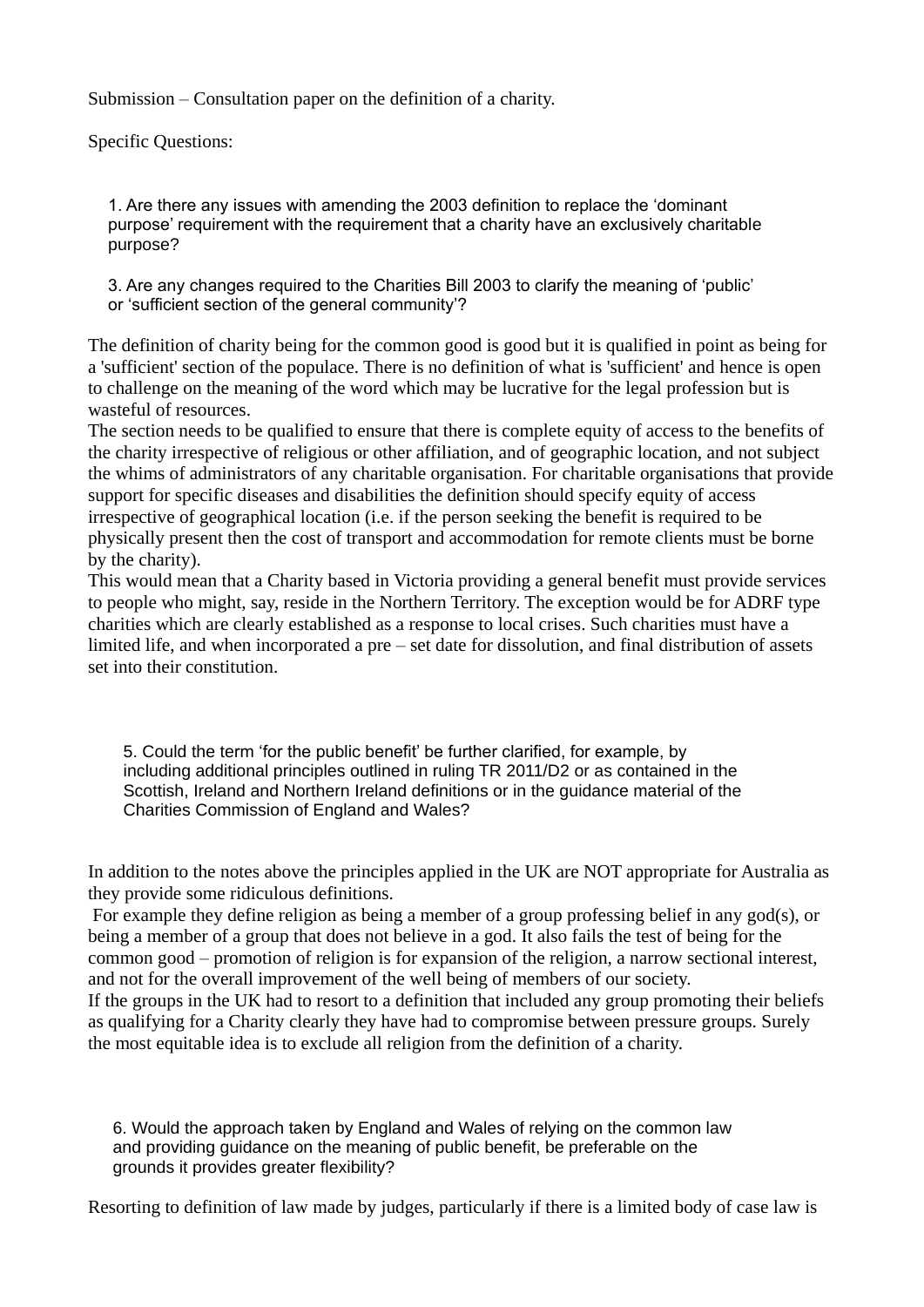Submission – Consultation paper on the definition of a charity.

Specific Questions:

1. Are there any issues with amending the 2003 definition to replace the 'dominant purpose' requirement with the requirement that a charity have an exclusively charitable purpose?

3. Are any changes required to the Charities Bill 2003 to clarify the meaning of 'public' or 'sufficient section of the general community'?

The definition of charity being for the common good is good but it is qualified in point as being for a 'sufficient' section of the populace. There is no definition of what is 'sufficient' and hence is open to challenge on the meaning of the word which may be lucrative for the legal profession but is wasteful of resources.

The section needs to be qualified to ensure that there is complete equity of access to the benefits of the charity irrespective of religious or other affiliation, and of geographic location, and not subject the whims of administrators of any charitable organisation. For charitable organisations that provide support for specific diseases and disabilities the definition should specify equity of access irrespective of geographical location (i.e. if the person seeking the benefit is required to be physically present then the cost of transport and accommodation for remote clients must be borne by the charity).

This would mean that a Charity based in Victoria providing a general benefit must provide services to people who might, say, reside in the Northern Territory. The exception would be for ADRF type charities which are clearly established as a response to local crises. Such charities must have a limited life, and when incorporated a pre – set date for dissolution, and final distribution of assets set into their constitution.

5. Could the term 'for the public benefit' be further clarified, for example, by including additional principles outlined in ruling TR 2011/D2 or as contained in the Scottish, Ireland and Northern Ireland definitions or in the guidance material of the Charities Commission of England and Wales?

In addition to the notes above the principles applied in the UK are NOT appropriate for Australia as they provide some ridiculous definitions.

For example they define religion as being a member of a group professing belief in any god(s), or being a member of a group that does not believe in a god. It also fails the test of being for the common good – promotion of religion is for expansion of the religion, a narrow sectional interest, and not for the overall improvement of the well being of members of our society.

If the groups in the UK had to resort to a definition that included any group promoting their beliefs as qualifying for a Charity clearly they have had to compromise between pressure groups. Surely the most equitable idea is to exclude all religion from the definition of a charity.

6. Would the approach taken by England and Wales of relying on the common law and providing guidance on the meaning of public benefit, be preferable on the grounds it provides greater flexibility?

Resorting to definition of law made by judges, particularly if there is a limited body of case law is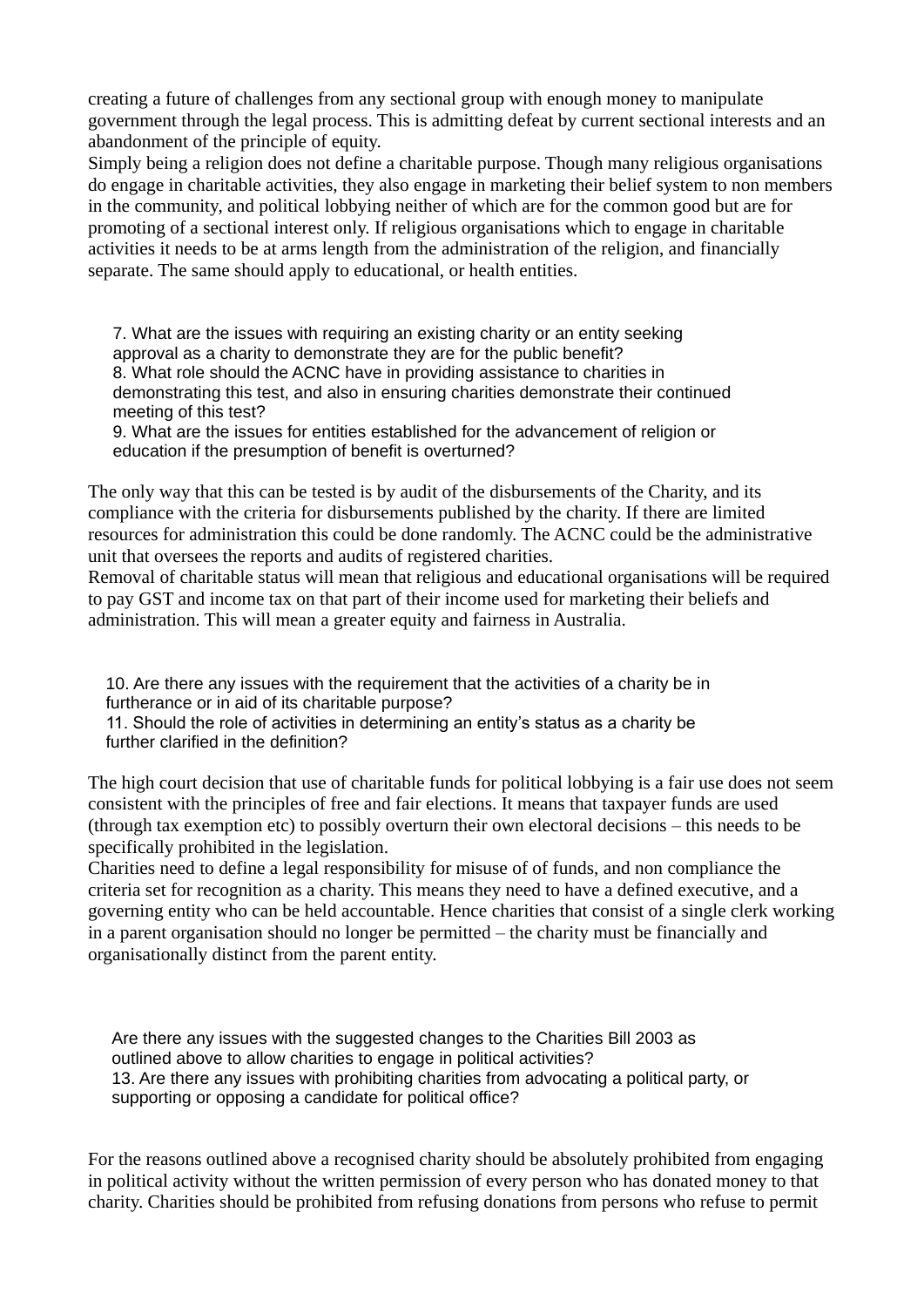creating a future of challenges from any sectional group with enough money to manipulate government through the legal process. This is admitting defeat by current sectional interests and an abandonment of the principle of equity.
Simply being a religion does not define a charitable purpose. Though many religious organisations do engage in charitable activities, they also engage in marketing their belief system to non members in the community, and political lobbying neither of which are for the common good but are for promoting of a sectional interest only. If religious organisations which to engage in charitable activities it needs to be at arms length from the administration of the religion, and financially separate. The same should apply to educational, or health entities.

> 7. What are the issues with requiring an existing charity or an entity seeking approval as a charity to demonstrate they are for the public benefit?
> 8. What role should the ACNC have in providing assistance to charities in demonstrating this test, and also in ensuring charities demonstrate their continued meeting of this test?
> 9. What are the issues for entities established for the advancement of religion or education if the presumption of benefit is overturned?

The only way that this can be tested is by audit of the disbursements of the Charity, and its compliance with the criteria for disbursements published by the charity. If there are limited resources for administration this could be done randomly. The ACNC could be the administrative unit that oversees the reports and audits of registered charities.
Removal of charitable status will mean that religious and educational organisations will be required to pay GST and income tax on that part of their income used for marketing their beliefs and administration. This will mean a greater equity and fairness in Australia.

> 10. Are there any issues with the requirement that the activities of a charity be in furtherance or in aid of its charitable purpose?
> 11. Should the role of activities in determining an entity's status as a charity be further clarified in the definition?

The high court decision that use of charitable funds for political lobbying is a fair use does not seem consistent with the principles of free and fair elections. It means that taxpayer funds are used (through tax exemption etc) to possibly overturn their own electoral decisions – this needs to be specifically prohibited in the legislation.
Charities need to define a legal responsibility for misuse of of funds, and non compliance the criteria set for recognition as a charity. This means they need to have a defined executive, and a governing entity who can be held accountable. Hence charities that consist of a single clerk working in a parent organisation should no longer be permitted – the charity must be financially and organisationally distinct from the parent entity.

> Are there any issues with the suggested changes to the Charities Bill 2003 as outlined above to allow charities to engage in political activities?
> 13. Are there any issues with prohibiting charities from advocating a political party, or supporting or opposing a candidate for political office?

For the reasons outlined above a recognised charity should be absolutely prohibited from engaging in political activity without the written permission of every person who has donated money to that charity. Charities should be prohibited from refusing donations from persons who refuse to permit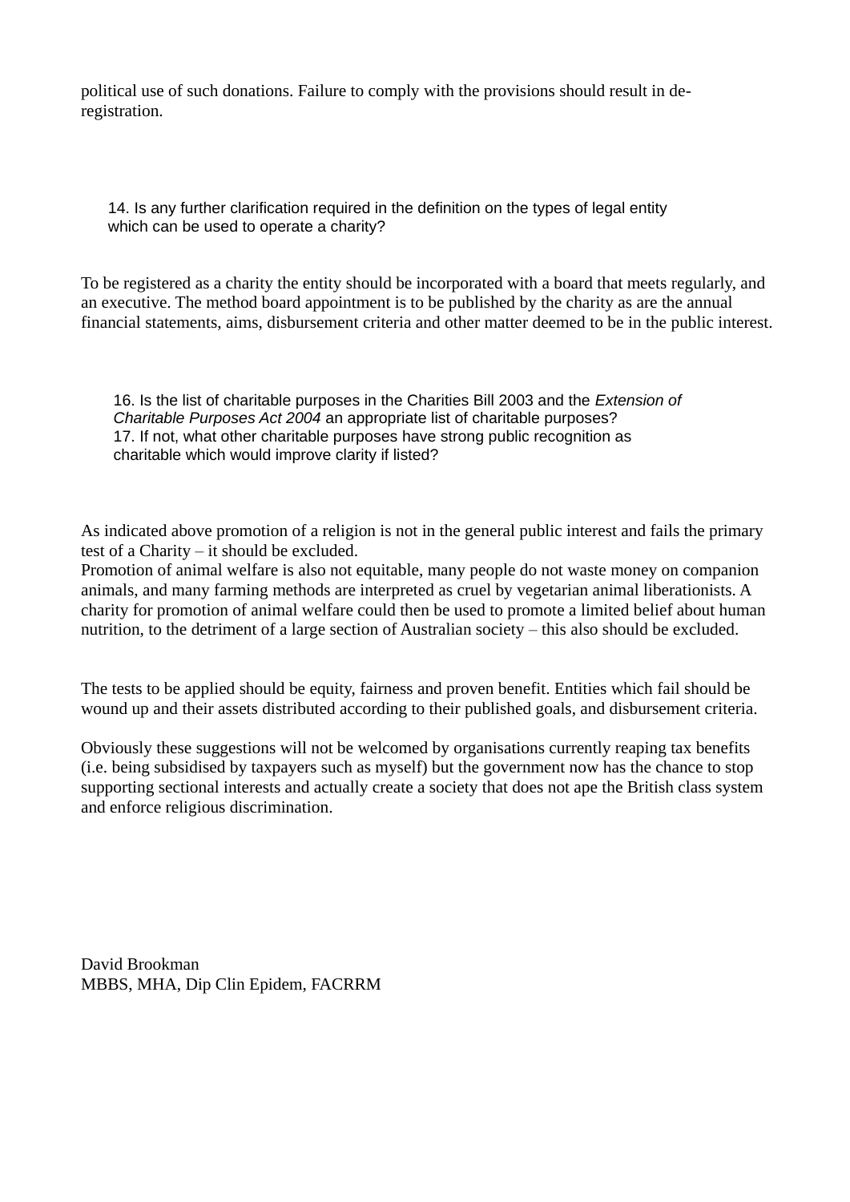political use of such donations. Failure to comply with the provisions should result in de-registration.

> 14. Is any further clarification required in the definition on the types of legal entity which can be used to operate a charity?

To be registered as a charity the entity should be incorporated with a board that meets regularly, and an executive. The method board appointment is to be published by the charity as are the annual financial statements, aims, disbursement criteria and other matter deemed to be in the public interest.

> 16. Is the list of charitable purposes in the Charities Bill 2003 and the *Extension of Charitable Purposes Act 2004* an appropriate list of charitable purposes?
> 17. If not, what other charitable purposes have strong public recognition as charitable which would improve clarity if listed?

As indicated above promotion of a religion is not in the general public interest and fails the primary test of a Charity – it should be excluded.
Promotion of animal welfare is also not equitable, many people do not waste money on companion animals, and many farming methods are interpreted as cruel by vegetarian animal liberationists. A charity for promotion of animal welfare could then be used to promote a limited belief about human nutrition, to the detriment of a large section of Australian society – this also should be excluded.

The tests to be applied should be equity, fairness and proven benefit. Entities which fail should be wound up and their assets distributed according to their published goals, and disbursement criteria.

Obviously these suggestions will not be welcomed by organisations currently reaping tax benefits (i.e. being subsidised by taxpayers such as myself) but the government now has the chance to stop supporting sectional interests and actually create a society that does not ape the British class system and enforce religious discrimination.

David Brookman
MBBS, MHA, Dip Clin Epidem, FACRRM